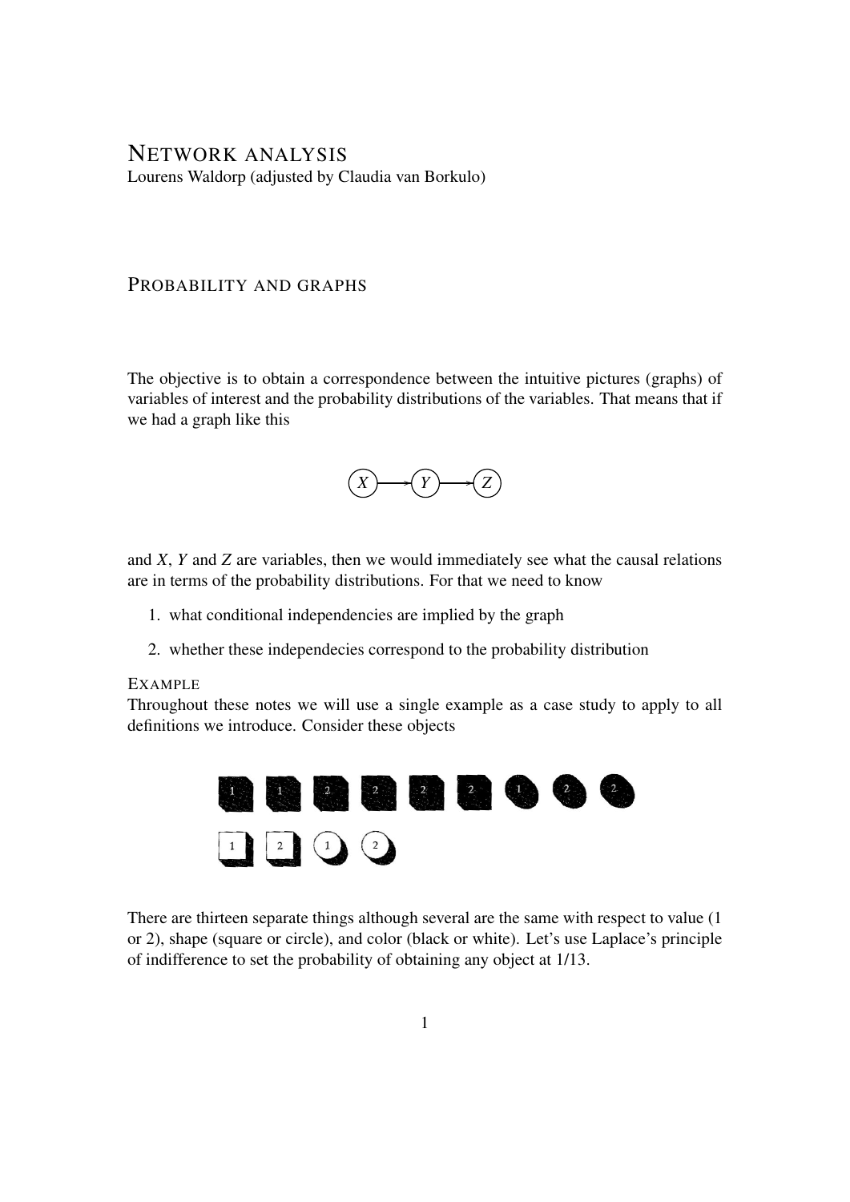# Network analysis

Lourens Waldorp (adjusted by Claudia van Borkulo)

## Probability and graphs

The objective is to obtain a correspondence between the intuitive pictures (graphs) of variables of interest and the probability distributions of the variables. That means that if we had a graph like this

$$X \rightarrow Y \rightarrow Z$$

and $X$, $Y$ and $Z$ are variables, then we would immediately see what the causal relations are in terms of the probability distributions. For that we need to know

1. what conditional independencies are implied by the graph
2. whether these independecies correspond to the probability distribution

### Example

Throughout these notes we will use a single example as a case study to apply to all definitions we introduce. Consider these objects

There are thirteen separate things although several are the same with respect to value (1 or 2), shape (square or circle), and color (black or white). Let's use Laplace's principle of indifference to set the probability of obtaining any object at 1/13.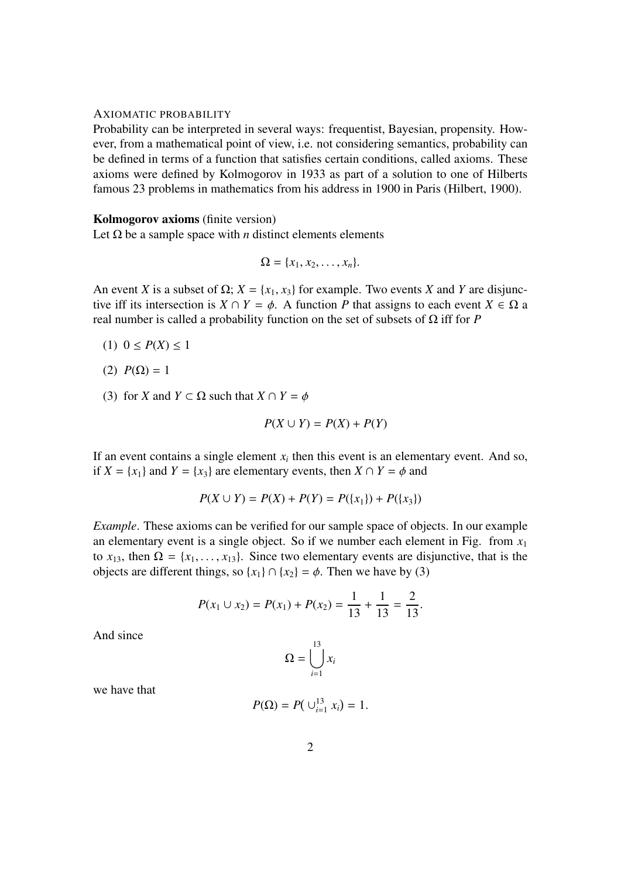AXIOMATIC PROBABILITY

Probability can be interpreted in several ways: frequentist, Bayesian, propensity. However, from a mathematical point of view, i.e. not considering semantics, probability can be defined in terms of a function that satisfies certain conditions, called axioms. These axioms were defined by Kolmogorov in 1933 as part of a solution to one of Hilberts famous 23 problems in mathematics from his address in 1900 in Paris (Hilbert, 1900).

**Kolmogorov axioms** (finite version)

Let $\Omega$ be a sample space with *n* distinct elements elements

$$\Omega = \{x_1, x_2, \ldots, x_n\}.$$

An event $X$ is a subset of $\Omega$; $X = \{x_1, x_3\}$ for example. Two events $X$ and $Y$ are disjunctive iff its intersection is $X \cap Y = \phi$. A function $P$ that assigns to each event $X \in \Omega$ a real number is called a probability function on the set of subsets of $\Omega$ iff for $P$

(1) $0 \leq P(X) \leq 1$

(2) $P(\Omega) = 1$

(3) for $X$ and $Y \subset \Omega$ such that $X \cap Y = \phi$

$$P(X \cup Y) = P(X) + P(Y)$$

If an event contains a single element $x_i$ then this event is an elementary event. And so, if $X = \{x_1\}$ and $Y = \{x_3\}$ are elementary events, then $X \cap Y = \phi$ and

$$P(X \cup Y) = P(X) + P(Y) = P(\{x_1\}) + P(\{x_3\})$$

*Example*. These axioms can be verified for our sample space of objects. In our example an elementary event is a single object. So if we number each element in Fig. from $x_1$ to $x_{13}$, then $\Omega = \{x_1, \ldots, x_{13}\}$. Since two elementary events are disjunctive, that is the objects are different things, so $\{x_1\} \cap \{x_2\} = \phi$. Then we have by (3)

$$P(x_1 \cup x_2) = P(x_1) + P(x_2) = \frac{1}{13} + \frac{1}{13} = \frac{2}{13}.$$

And since

$$\Omega = \bigcup_{i=1}^{13} x_i$$

we have that

$$P(\Omega) = P(\cup_{i=1}^{13} x_i) = 1.$$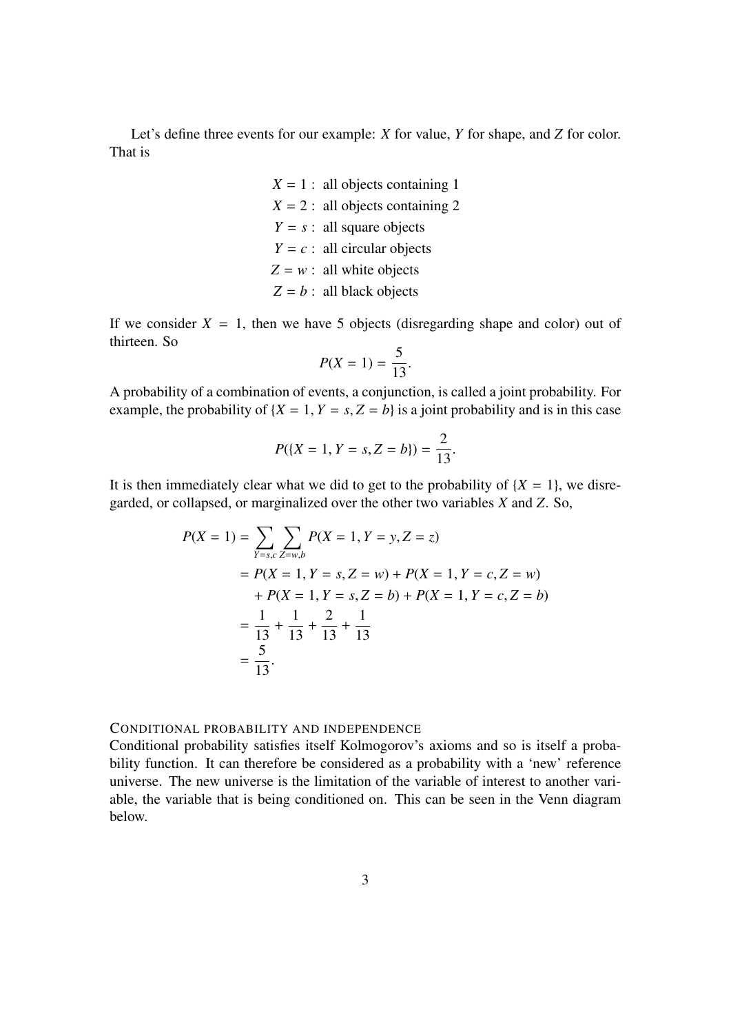Let's define three events for our example: $X$ for value, $Y$ for shape, and $Z$ for color. That is

$$
\begin{aligned}
X = 1 &: \text{ all objects containing 1} \\
X = 2 &: \text{ all objects containing 2} \\
Y = s &: \text{ all square objects} \\
Y = c &: \text{ all circular objects} \\
Z = w &: \text{ all white objects} \\
Z = b &: \text{ all black objects}
\end{aligned}
$$

If we consider $X = 1$, then we have 5 objects (disregarding shape and color) out of thirteen. So

$$P(X = 1) = \frac{5}{13}.$$

A probability of a combination of events, a conjunction, is called a joint probability. For example, the probability of $\{X = 1, Y = s, Z = b\}$ is a joint probability and is in this case

$$P(\{X = 1, Y = s, Z = b\}) = \frac{2}{13}.$$

It is then immediately clear what we did to get to the probability of $\{X = 1\}$, we disregarded, or collapsed, or marginalized over the other two variables $X$ and $Z$. So,

$$
\begin{aligned}
P(X = 1) &= \sum_{Y=s,c} \sum_{Z=w,b} P(X = 1, Y = y, Z = z) \\
&= P(X = 1, Y = s, Z = w) + P(X = 1, Y = c, Z = w) \\
&\quad + P(X = 1, Y = s, Z = b) + P(X = 1, Y = c, Z = b) \\
&= \frac{1}{13} + \frac{1}{13} + \frac{2}{13} + \frac{1}{13} \\
&= \frac{5}{13}.
\end{aligned}
$$

### Conditional probability and independence

Conditional probability satisfies itself Kolmogorov's axioms and so is itself a probability function. It can therefore be considered as a probability with a 'new' reference universe. The new universe is the limitation of the variable of interest to another variable, the variable that is being conditioned on. This can be seen in the Venn diagram below.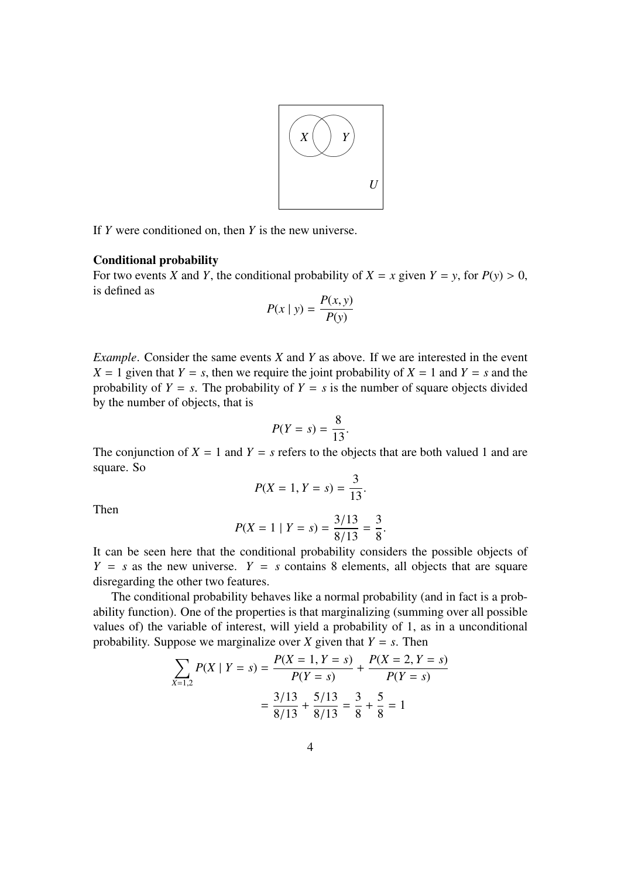X

Y

U

If $Y$ were conditioned on, then $Y$ is the new universe.

**Conditional probability**

For two events $X$ and $Y$, the conditional probability of $X = x$ given $Y = y$, for $P(y) > 0$, is defined as

$$P(x \mid y) = \frac{P(x, y)}{P(y)}$$

*Example*. Consider the same events $X$ and $Y$ as above. If we are interested in the event $X = 1$ given that $Y = s$, then we require the joint probability of $X = 1$ and $Y = s$ and the probability of $Y = s$. The probability of $Y = s$ is the number of square objects divided by the number of objects, that is

$$P(Y = s) = \frac{8}{13}.$$

The conjunction of $X = 1$ and $Y = s$ refers to the objects that are both valued 1 and are square. So

$$P(X = 1, Y = s) = \frac{3}{13}.$$

Then

$$P(X = 1 \mid Y = s) = \frac{3/13}{8/13} = \frac{3}{8}.$$

It can be seen here that the conditional probability considers the possible objects of $Y = s$ as the new universe. $Y = s$ contains 8 elements, all objects that are square disregarding the other two features.

The conditional probability behaves like a normal probability (and in fact is a probability function). One of the properties is that marginalizing (summing over all possible values of) the variable of interest, will yield a probability of 1, as in a unconditional probability. Suppose we marginalize over $X$ given that $Y = s$. Then

$$\begin{aligned}
\sum_{X=1,2} P(X \mid Y = s) &= \frac{P(X = 1, Y = s)}{P(Y = s)} + \frac{P(X = 2, Y = s)}{P(Y = s)} \\
&= \frac{3/13}{8/13} + \frac{5/13}{8/13} = \frac{3}{8} + \frac{5}{8} = 1
\end{aligned}$$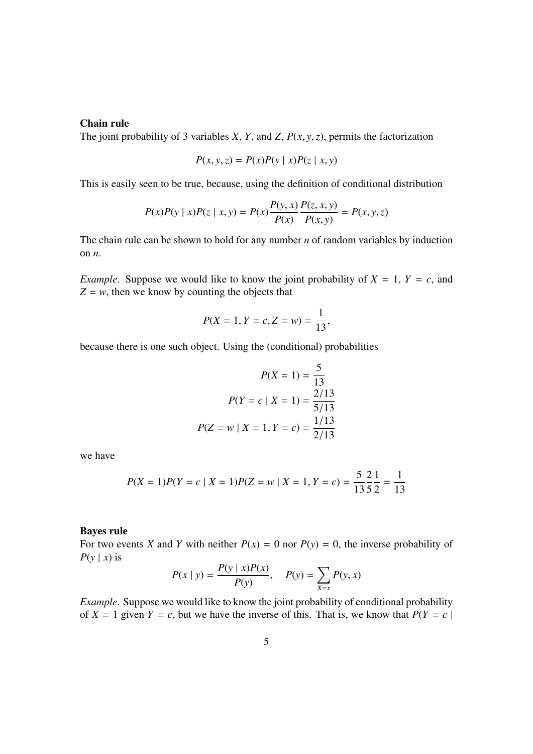**Chain rule**
The joint probability of 3 variables $X$, $Y$, and $Z$, $P(x, y, z)$, permits the factorization

$$P(x, y, z) = P(x)P(y \mid x)P(z \mid x, y)$$

This is easily seen to be true, because, using the definition of conditional distribution

$$P(x)P(y \mid x)P(z \mid x, y) = P(x)\frac{P(y, x)}{P(x)}\frac{P(z, x, y)}{P(x, y)} = P(x, y, z)$$

The chain rule can be shown to hold for any number $n$ of random variables by induction on $n$.

*Example*. Suppose we would like to know the joint probability of $X = 1$, $Y = c$, and $Z = w$, then we know by counting the objects that

$$P(X = 1, Y = c, Z = w) = \frac{1}{13},$$

because there is one such object. Using the (conditional) probabilities

$$P(X = 1) = \frac{5}{13}$$
$$P(Y = c \mid X = 1) = \frac{2/13}{5/13}$$
$$P(Z = w \mid X = 1, Y = c) = \frac{1/13}{2/13}$$

we have

$$P(X = 1)P(Y = c \mid X = 1)P(Z = w \mid X = 1, Y = c) = \frac{5}{13}\frac{2}{5}\frac{1}{2} = \frac{1}{13}$$

**Bayes rule**
For two events $X$ and $Y$ with neither $P(x) = 0$ nor $P(y) = 0$, the inverse probability of $P(y \mid x)$ is

$$P(x \mid y) = \frac{P(y \mid x)P(x)}{P(y)}, \quad P(y) = \sum_{X=x} P(y, x)$$

*Example*. Suppose we would like to know the joint probability of conditional probability of $X = 1$ given $Y = c$, but we have the inverse of this. That is, we know that $P(Y = c \mid$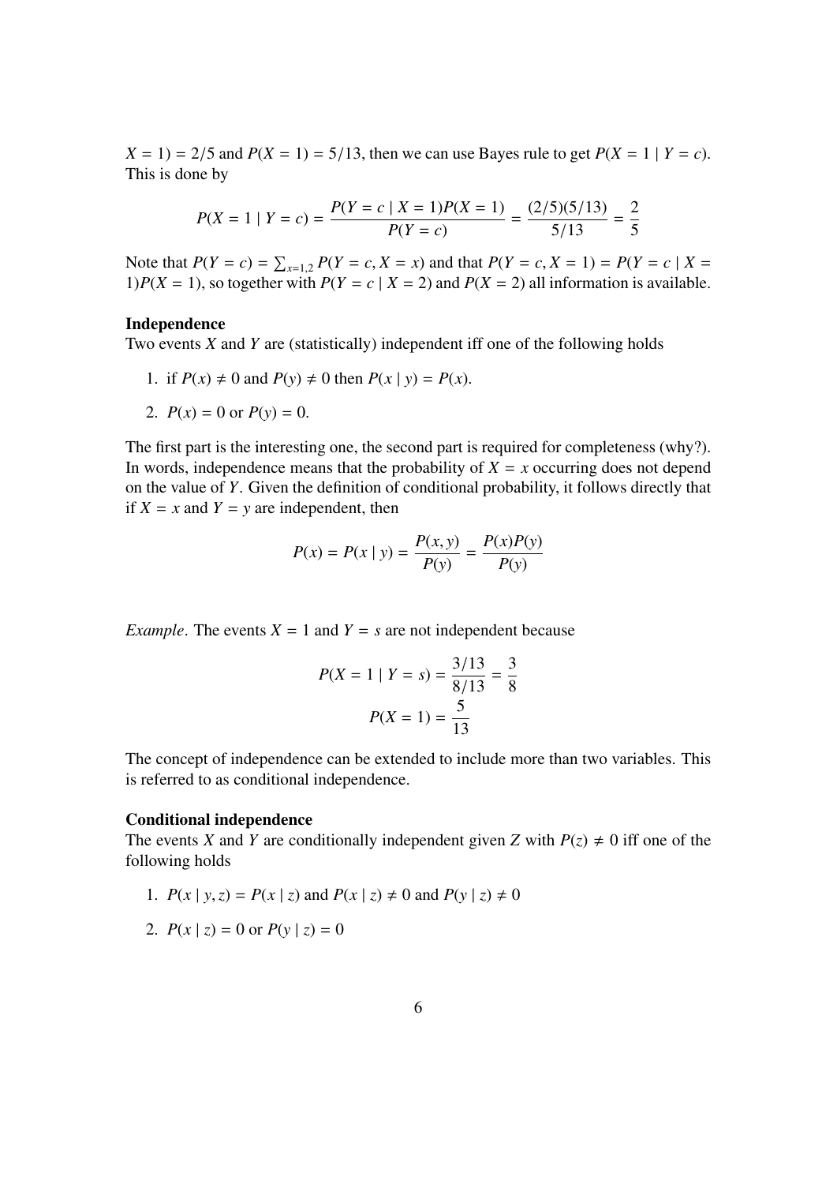$X = 1) = 2/5$ and $P(X = 1) = 5/13$, then we can use Bayes rule to get $P(X = 1 \mid Y = c)$. This is done by

$$P(X = 1 \mid Y = c) = \frac{P(Y = c \mid X = 1)P(X = 1)}{P(Y = c)} = \frac{(2/5)(5/13)}{5/13} = \frac{2}{5}$$

Note that $P(Y = c) = \sum_{x=1,2} P(Y = c, X = x)$ and that $P(Y = c, X = 1) = P(Y = c \mid X = 1)P(X = 1)$, so together with $P(Y = c \mid X = 2)$ and $P(X = 2)$ all information is available.

**Independence**
Two events $X$ and $Y$ are (statistically) independent iff one of the following holds

1. if $P(x) \neq 0$ and $P(y) \neq 0$ then $P(x \mid y) = P(x)$.
2. $P(x) = 0$ or $P(y) = 0$.

The first part is the interesting one, the second part is required for completeness (why?). In words, independence means that the probability of $X = x$ occurring does not depend on the value of $Y$. Given the definition of conditional probability, it follows directly that if $X = x$ and $Y = y$ are independent, then

$$P(x) = P(x \mid y) = \frac{P(x, y)}{P(y)} = \frac{P(x)P(y)}{P(y)}$$

*Example*. The events $X = 1$ and $Y = s$ are not independent because

$$P(X = 1 \mid Y = s) = \frac{3/13}{8/13} = \frac{3}{8}$$
$$P(X = 1) = \frac{5}{13}$$

The concept of independence can be extended to include more than two variables. This is referred to as conditional independence.

**Conditional independence**
The events $X$ and $Y$ are conditionally independent given $Z$ with $P(z) \neq 0$ iff one of the following holds

1. $P(x \mid y, z) = P(x \mid z)$ and $P(x \mid z) \neq 0$ and $P(y \mid z) \neq 0$
2. $P(x \mid z) = 0$ or $P(y \mid z) = 0$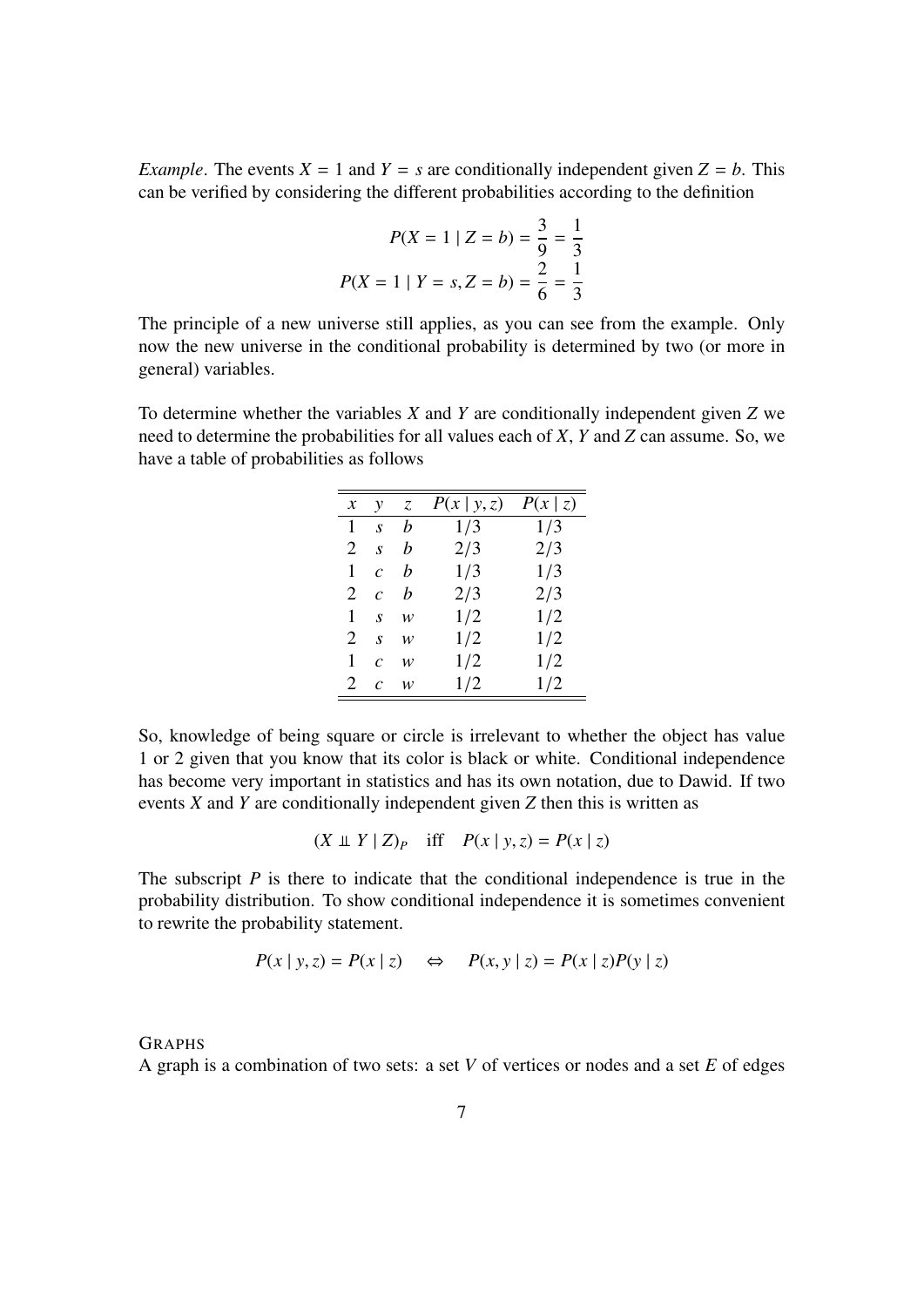*Example*. The events $X = 1$ and $Y = s$ are conditionally independent given $Z = b$. This can be verified by considering the different probabilities according to the definition

$$P(X = 1 \mid Z = b) = \frac{3}{9} = \frac{1}{3}$$
$$P(X = 1 \mid Y = s, Z = b) = \frac{2}{6} = \frac{1}{3}$$

The principle of a new universe still applies, as you can see from the example. Only now the new universe in the conditional probability is determined by two (or more in general) variables.

To determine whether the variables $X$ and $Y$ are conditionally independent given $Z$ we need to determine the probabilities for all values each of $X$, $Y$ and $Z$ can assume. So, we have a table of probabilities as follows

| $x$ | $y$ | $z$ | $P(x \mid y,z)$ | $P(x \mid z)$ |
|---|---|---|---|---|
| 1 | $s$ | $b$ | 1/3 | 1/3 |
| 2 | $s$ | $b$ | 2/3 | 2/3 |
| 1 | $c$ | $b$ | 1/3 | 1/3 |
| 2 | $c$ | $b$ | 2/3 | 2/3 |
| 1 | $s$ | $w$ | 1/2 | 1/2 |
| 2 | $s$ | $w$ | 1/2 | 1/2 |
| 1 | $c$ | $w$ | 1/2 | 1/2 |
| 2 | $c$ | $w$ | 1/2 | 1/2 |

So, knowledge of being square or circle is irrelevant to whether the object has value 1 or 2 given that you know that its color is black or white. Conditional independence has become very important in statistics and has its own notation, due to Dawid. If two events $X$ and $Y$ are conditionally independent given $Z$ then this is written as

$$(X \perp\!\!\!\perp Y \mid Z)_P \quad \text{iff} \quad P(x \mid y,z) = P(x \mid z)$$

The subscript $P$ is there to indicate that the conditional independence is true in the probability distribution. To show conditional independence it is sometimes convenient to rewrite the probability statement.

$$P(x \mid y,z) = P(x \mid z) \quad \Leftrightarrow \quad P(x,y \mid z) = P(x \mid z)P(y \mid z)$$

## Graphs

A graph is a combination of two sets: a set $V$ of vertices or nodes and a set $E$ of edges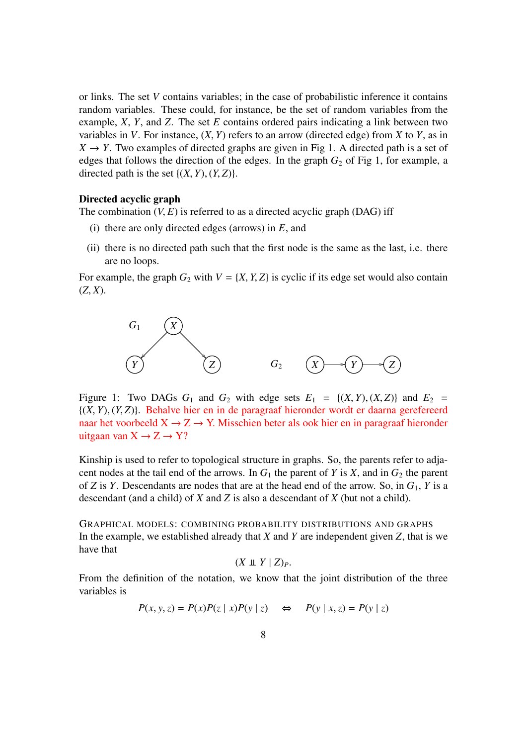or links. The set $V$ contains variables; in the case of probabilistic inference it contains random variables. These could, for instance, be the set of random variables from the example, $X$, $Y$, and $Z$. The set $E$ contains ordered pairs indicating a link between two variables in $V$. For instance, $(X, Y)$ refers to an arrow (directed edge) from $X$ to $Y$, as in $X \to Y$. Two examples of directed graphs are given in Fig 1. A directed path is a set of edges that follows the direction of the edges. In the graph $G_2$ of Fig 1, for example, a directed path is the set $\{(X, Y), (Y, Z)\}$.

**Directed acyclic graph**
The combination $(V, E)$ is referred to as a directed acyclic graph (DAG) iff

(i) there are only directed edges (arrows) in $E$, and

(ii) there is no directed path such that the first node is the same as the last, i.e. there are no loops.

For example, the graph $G_2$ with $V = \{X, Y, Z\}$ is cyclic if its edge set would also contain $(Z, X)$.

$G_1$

X

Y

Z

$G_2$

X

Y

Z

Figure 1: Two DAGs $G_1$ and $G_2$ with edge sets $E_1 = \{(X, Y), (X, Z)\}$ and $E_2 = \{(X, Y), (Y, Z)\}$. Behalve hier en in de paragraaf hieronder wordt er daarna gerefereerd naar het voorbeeld X → Z → Y. Misschien beter als ook hier en in paragraaf hieronder uitgaan van X → Z → Y?

Kinship is used to refer to topological structure in graphs. So, the parents refer to adjacent nodes at the tail end of the arrows. In $G_1$ the parent of $Y$ is $X$, and in $G_2$ the parent of $Z$ is $Y$. Descendants are nodes that are at the head end of the arrow. So, in $G_1$, $Y$ is a descendant (and a child) of $X$ and $Z$ is also a descendant of $X$ (but not a child).

GRAPHICAL MODELS: COMBINING PROBABILITY DISTRIBUTIONS AND GRAPHS
In the example, we established already that $X$ and $Y$ are independent given $Z$, that is we have that

$$(X \perp\!\!\!\perp Y \mid Z)_P.$$

From the definition of the notation, we know that the joint distribution of the three variables is

$$P(x, y, z) = P(x)P(z \mid x)P(y \mid z) \quad \Leftrightarrow \quad P(y \mid x, z) = P(y \mid z)$$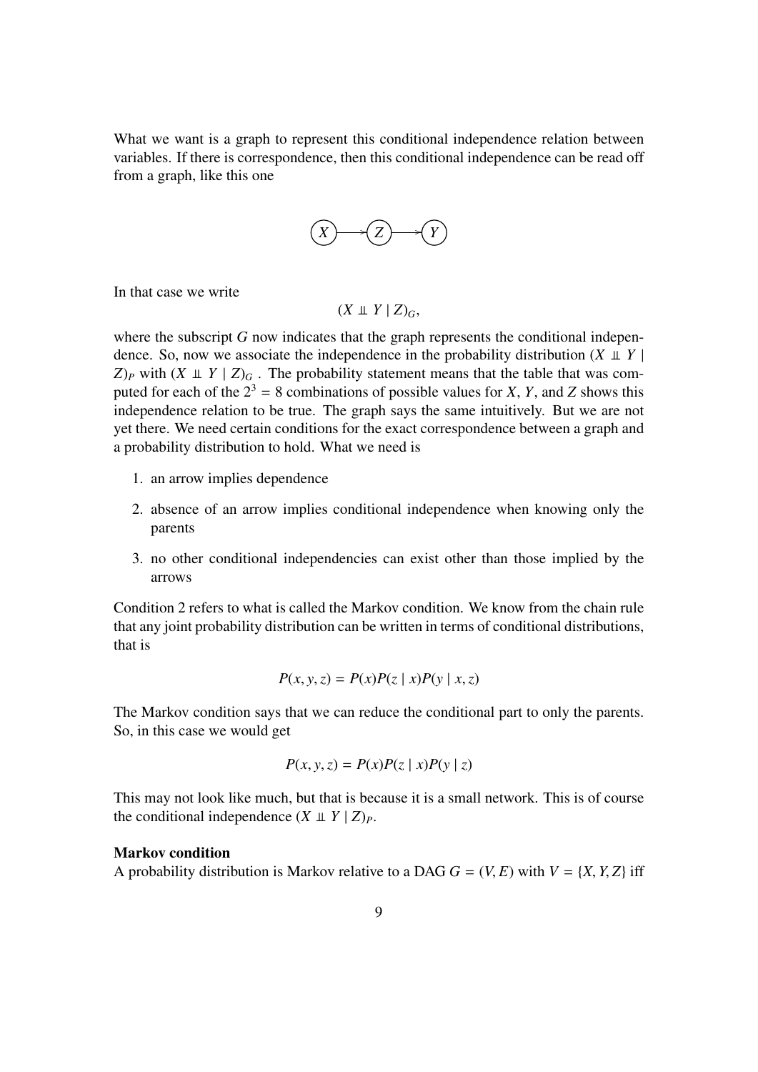What we want is a graph to represent this conditional independence relation between variables. If there is correspondence, then this conditional independence can be read off from a graph, like this one

$$X \rightarrow Z \rightarrow Y$$

In that case we write

$$(X \perp\!\!\!\perp Y \mid Z)_G,$$

where the subscript $G$ now indicates that the graph represents the conditional independence. So, now we associate the independence in the probability distribution $(X \perp\!\!\!\perp Y \mid Z)_P$ with $(X \perp\!\!\!\perp Y \mid Z)_G$ . The probability statement means that the table that was computed for each of the $2^3 = 8$ combinations of possible values for $X$, $Y$, and $Z$ shows this independence relation to be true. The graph says the same intuitively. But we are not yet there. We need certain conditions for the exact correspondence between a graph and a probability distribution to hold. What we need is

1. an arrow implies dependence
2. absence of an arrow implies conditional independence when knowing only the parents
3. no other conditional independencies can exist other than those implied by the arrows

Condition 2 refers to what is called the Markov condition. We know from the chain rule that any joint probability distribution can be written in terms of conditional distributions, that is

$$P(x, y, z) = P(x)P(z \mid x)P(y \mid x, z)$$

The Markov condition says that we can reduce the conditional part to only the parents. So, in this case we would get

$$P(x, y, z) = P(x)P(z \mid x)P(y \mid z)$$

This may not look like much, but that is because it is a small network. This is of course the conditional independence $(X \perp\!\!\!\perp Y \mid Z)_P$.

**Markov condition**
A probability distribution is Markov relative to a DAG $G = (V, E)$ with $V = \{X, Y, Z\}$ iff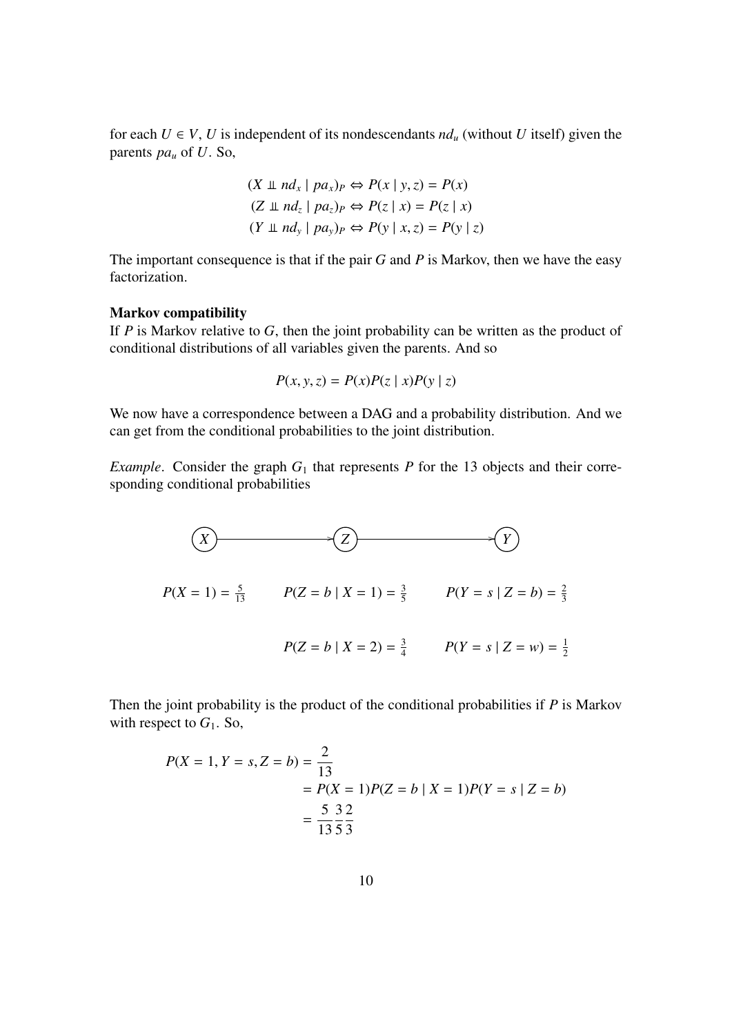for each $U \in V$, $U$ is independent of its nondescendants $nd_u$ (without $U$ itself) given the parents $pa_u$ of $U$. So,

$$
\begin{aligned}
(X \perp\!\!\!\perp nd_x \mid pa_x)_P &\Leftrightarrow P(x \mid y, z) = P(x) \\
(Z \perp\!\!\!\perp nd_z \mid pa_z)_P &\Leftrightarrow P(z \mid x) = P(z \mid x) \\
(Y \perp\!\!\!\perp nd_y \mid pa_y)_P &\Leftrightarrow P(y \mid x, z) = P(y \mid z)
\end{aligned}
$$

The important consequence is that if the pair $G$ and $P$ is Markov, then we have the easy factorization.

**Markov compatibility**
If $P$ is Markov relative to $G$, then the joint probability can be written as the product of conditional distributions of all variables given the parents. And so

$$P(x, y, z) = P(x)P(z \mid x)P(y \mid z)$$

We now have a correspondence between a DAG and a probability distribution. And we can get from the conditional probabilities to the joint distribution.

*Example*. Consider the graph $G_1$ that represents $P$ for the 13 objects and their corresponding conditional probabilities

X → Z → Y

$P(X = 1) = \frac{5}{13}$ $\quad$ $P(Z = b \mid X = 1) = \frac{3}{5}$ $\quad$ $P(Y = s \mid Z = b) = \frac{2}{3}$

$P(Z = b \mid X = 2) = \frac{3}{4}$ $\quad$ $P(Y = s \mid Z = w) = \frac{1}{2}$

Then the joint probability is the product of the conditional probabilities if $P$ is Markov with respect to $G_1$. So,

$$
\begin{aligned}
P(X = 1, Y = s, Z = b) = \frac{2}{13} \\
&= P(X = 1)P(Z = b \mid X = 1)P(Y = s \mid Z = b) \\
&= \frac{5}{13}\frac{3}{5}\frac{2}{3}
\end{aligned}
$$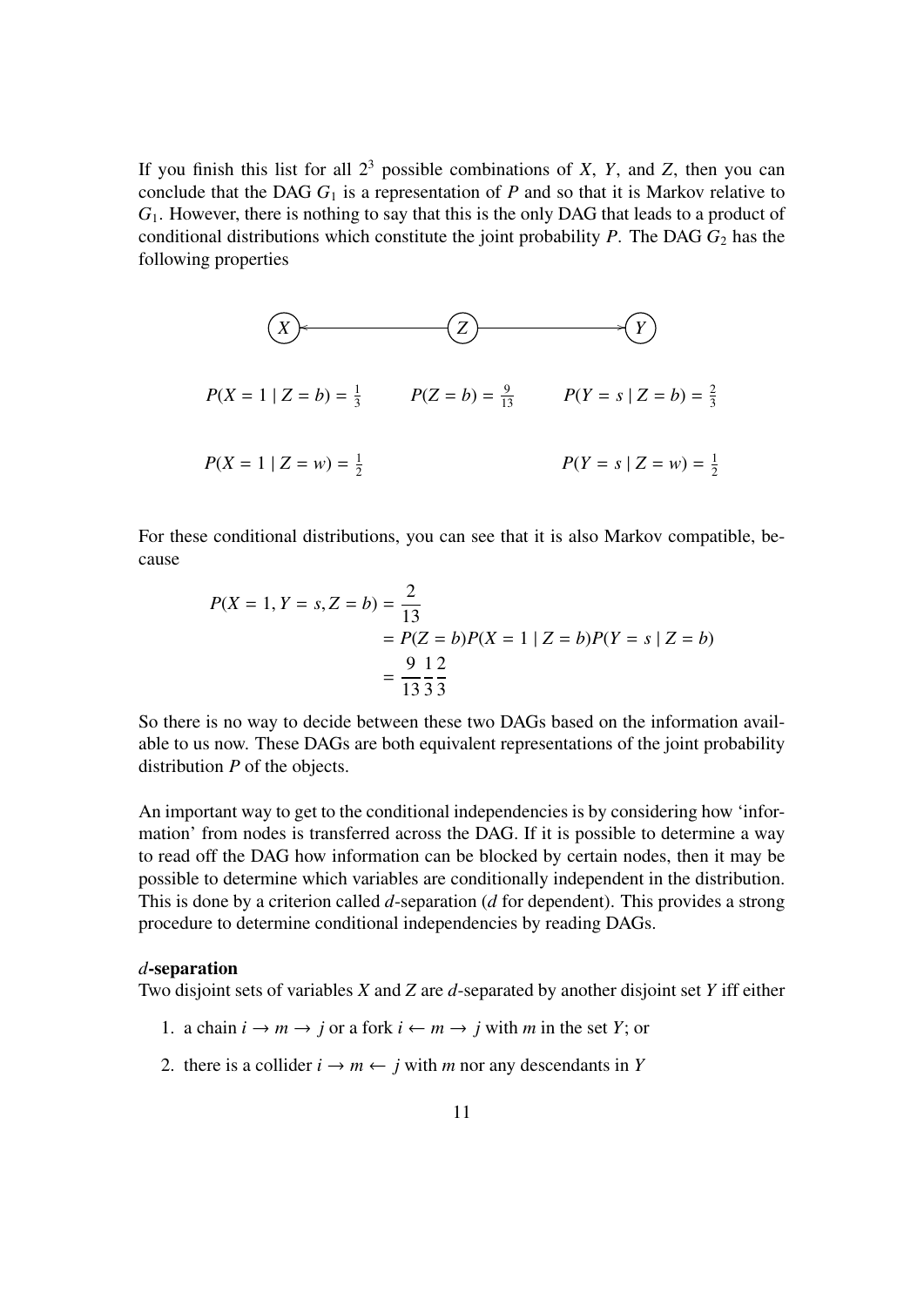If you finish this list for all $2^3$ possible combinations of $X$, $Y$, and $Z$, then you can conclude that the DAG $G_1$ is a representation of $P$ and so that it is Markov relative to $G_1$. However, there is nothing to say that this is the only DAG that leads to a product of conditional distributions which constitute the joint probability $P$. The DAG $G_2$ has the following properties

X ← Z → Y

$P(X = 1 \mid Z = b) = \frac{1}{3}$ $\quad$ $P(Z = b) = \frac{9}{13}$ $\quad$ $P(Y = s \mid Z = b) = \frac{2}{3}$

$P(X = 1 \mid Z = w) = \frac{1}{2}$ $\quad$ $P(Y = s \mid Z = w) = \frac{1}{2}$

For these conditional distributions, you can see that it is also Markov compatible, because

$$
\begin{aligned}
P(X = 1, Y = s, Z = b) &= \frac{2}{13} \\
&= P(Z = b)P(X = 1 \mid Z = b)P(Y = s \mid Z = b) \\
&= \frac{9}{13}\frac{1}{3}\frac{2}{3}
\end{aligned}
$$

So there is no way to decide between these two DAGs based on the information available to us now. These DAGs are both equivalent representations of the joint probability distribution $P$ of the objects.

An important way to get to the conditional independencies is by considering how 'information' from nodes is transferred across the DAG. If it is possible to determine a way to read off the DAG how information can be blocked by certain nodes, then it may be possible to determine which variables are conditionally independent in the distribution. This is done by a criterion called *d*-separation (*d* for dependent). This provides a strong procedure to determine conditional independencies by reading DAGs.

**$d$-separation**
Two disjoint sets of variables $X$ and $Z$ are $d$-separated by another disjoint set $Y$ iff either

1. a chain $i \rightarrow m \rightarrow j$ or a fork $i \leftarrow m \rightarrow j$ with $m$ in the set $Y$; or
2. there is a collider $i \rightarrow m \leftarrow j$ with $m$ nor any descendants in $Y$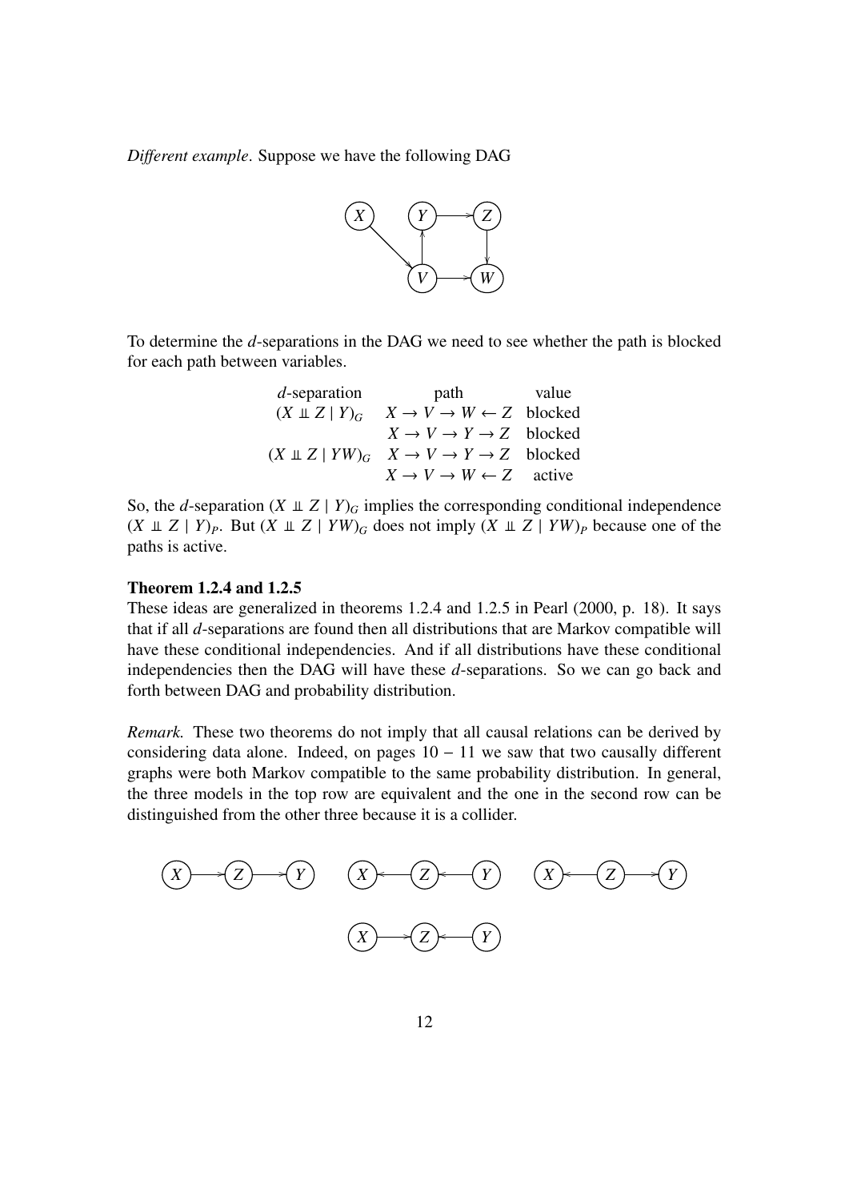*Different example*. Suppose we have the following DAG

To determine the *d*-separations in the DAG we need to see whether the path is blocked for each path between variables.

| *d*-separation | path | value |
|---|---|---|
| $(X \perp\!\!\!\perp Z \mid Y)_G$ | $X \to V \to W \leftarrow Z$ | blocked |
| | $X \to V \to Y \to Z$ | blocked |
| $(X \perp\!\!\!\perp Z \mid YW)_G$ | $X \to V \to Y \to Z$ | blocked |
| | $X \to V \to W \leftarrow Z$ | active |

So, the *d*-separation $(X \perp\!\!\!\perp Z \mid Y)_G$ implies the corresponding conditional independence $(X \perp\!\!\!\perp Z \mid Y)_P$. But $(X \perp\!\!\!\perp Z \mid YW)_G$ does not imply $(X \perp\!\!\!\perp Z \mid YW)_P$ because one of the paths is active.

### Theorem 1.2.4 and 1.2.5

These ideas are generalized in theorems 1.2.4 and 1.2.5 in Pearl (2000, p. 18). It says that if all *d*-separations are found then all distributions that are Markov compatible will have these conditional independencies. And if all distributions have these conditional independencies then the DAG will have these *d*-separations. So we can go back and forth between DAG and probability distribution.

*Remark.* These two theorems do not imply that all causal relations can be derived by considering data alone. Indeed, on pages $10 - 11$ we saw that two causally different graphs were both Markov compatible to the same probability distribution. In general, the three models in the top row are equivalent and the one in the second row can be distinguished from the other three because it is a collider.